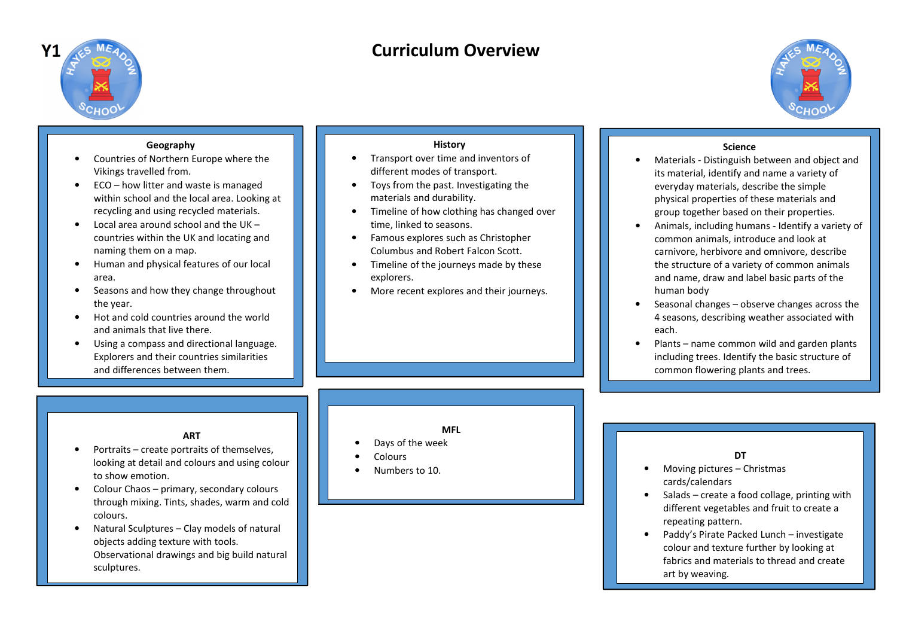Y1

# Curriculum Overview

## Geography

- Countries of Northern Europe where the Vikings travelled from.
- ECO – how litter and waste is managed within school and the local area. Looking at recycling and using recycled materials.
- Local area around school and the UK – countries within the UK and locating and naming them on a map.
- Human and physical features of our local area.
- Seasons and how they change throughout the year.
- Hot and cold countries around the world and animals that live there.
- Using a compass and directional language. Explorers and their countries similarities and differences between them.

## History

- Transport over time and inventors of different modes of transport.
- Toys from the past. Investigating the materials and durability.
- Timeline of how clothing has changed over time, linked to seasons.
- Famous explores such as Christopher Columbus and Robert Falcon Scott.
- Timeline of the journeys made by these explorers.
- More recent explores and their journeys.

## Science

- Materials - Distinguish between and object and its material, identify and name a variety of everyday materials, describe the simple physical properties of these materials and group together based on their properties.
- Animals, including humans - Identify a variety of common animals, introduce and look at carnivore, herbivore and omnivore, describe the structure of a variety of common animals and name, draw and label basic parts of the human body
- Seasonal changes – observe changes across the 4 seasons, describing weather associated with each.
- Plants – name common wild and garden plants including trees. Identify the basic structure of common flowering plants and trees.

## ART

- Portraits – create portraits of themselves, looking at detail and colours and using colour to show emotion.
- Colour Chaos – primary, secondary colours through mixing. Tints, shades, warm and cold colours.
- Natural Sculptures – Clay models of natural objects adding texture with tools. Observational drawings and big build natural sculptures.

## MFL

- Days of the week
- Colours
- Numbers to 10.

## DT

- Moving pictures – Christmas cards/calendars
- Salads – create a food collage, printing with different vegetables and fruit to create a repeating pattern.
- Paddy's Pirate Packed Lunch – investigate colour and texture further by looking at fabrics and materials to thread and create art by weaving.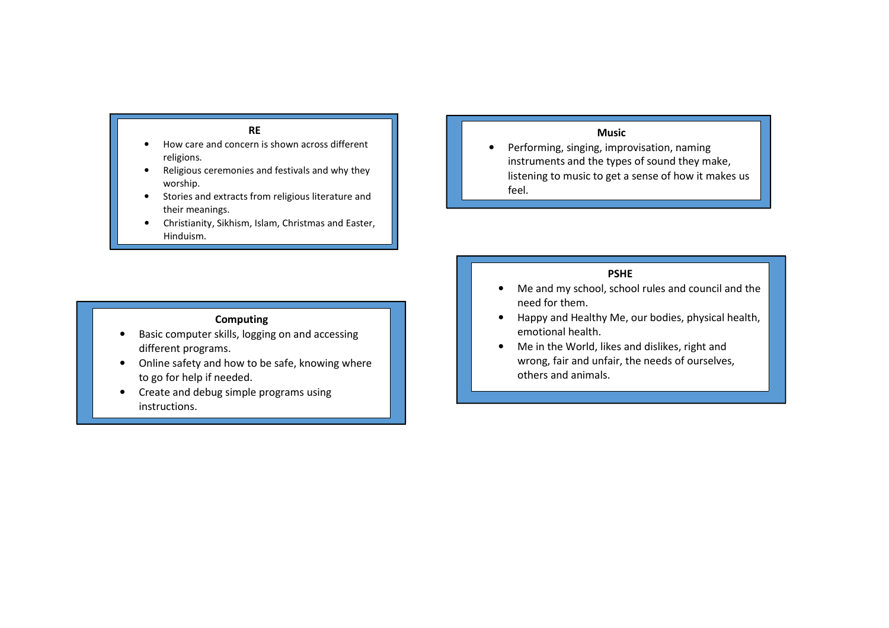## RE

- How care and concern is shown across different religions.
- Religious ceremonies and festivals and why they worship.
- Stories and extracts from religious literature and their meanings.
- Christianity, Sikhism, Islam, Christmas and Easter, Hinduism.

## Music

- Performing, singing, improvisation, naming instruments and the types of sound they make, listening to music to get a sense of how it makes us feel.

## Computing

- Basic computer skills, logging on and accessing different programs.
- Online safety and how to be safe, knowing where to go for help if needed.
- Create and debug simple programs using instructions.

## PSHE

- Me and my school, school rules and council and the need for them.
- Happy and Healthy Me, our bodies, physical health, emotional health.
- Me in the World, likes and dislikes, right and wrong, fair and unfair, the needs of ourselves, others and animals.